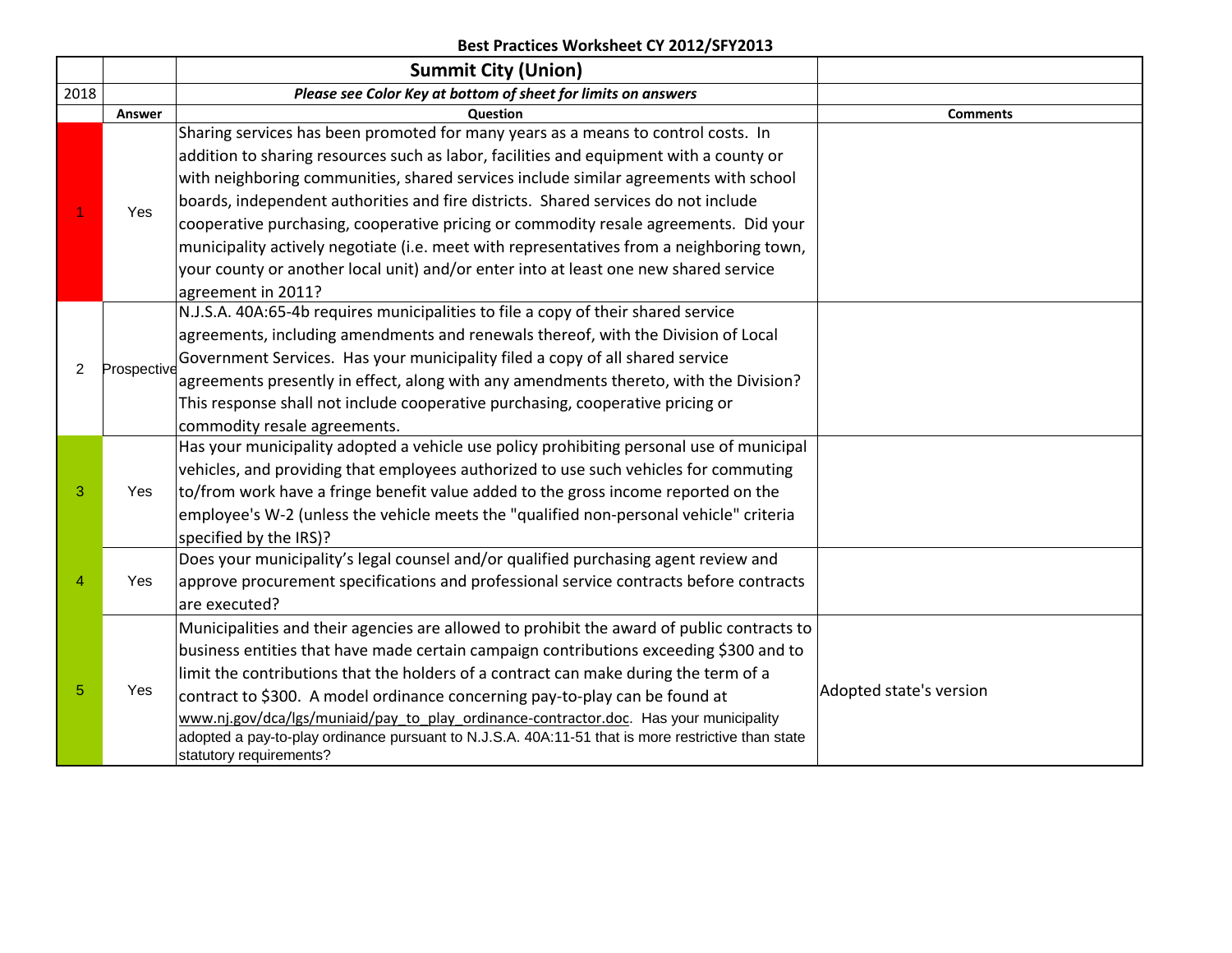**Best Practices Worksheet CY 2012/SFY2013**

| | | **Summit City (Union)** | |
|---|---|---|---|
| 2018 | | ***Please see Color Key at bottom of sheet for limits on answers*** | |
| | **Answer** | **Question** | **Comments** |
| 1 | Yes | Sharing services has been promoted for many years as a means to control costs. In addition to sharing resources such as labor, facilities and equipment with a county or with neighboring communities, shared services include similar agreements with school boards, independent authorities and fire districts. Shared services do not include cooperative purchasing, cooperative pricing or commodity resale agreements. Did your municipality actively negotiate (i.e. meet with representatives from a neighboring town, your county or another local unit) and/or enter into at least one new shared service agreement in 2011? | |
| 2 | Prospective | N.J.S.A. 40A:65-4b requires municipalities to file a copy of their shared service agreements, including amendments and renewals thereof, with the Division of Local Government Services. Has your municipality filed a copy of all shared service agreements presently in effect, along with any amendments thereto, with the Division? This response shall not include cooperative purchasing, cooperative pricing or commodity resale agreements. | |
| 3 | Yes | Has your municipality adopted a vehicle use policy prohibiting personal use of municipal vehicles, and providing that employees authorized to use such vehicles for commuting to/from work have a fringe benefit value added to the gross income reported on the employee's W-2 (unless the vehicle meets the "qualified non-personal vehicle" criteria specified by the IRS)? | |
| 4 | Yes | Does your municipality's legal counsel and/or qualified purchasing agent review and approve procurement specifications and professional service contracts before contracts are executed? | |
| 5 | Yes | Municipalities and their agencies are allowed to prohibit the award of public contracts to business entities that have made certain campaign contributions exceeding $300 and to limit the contributions that the holders of a contract can make during the term of a contract to $300. A model ordinance concerning pay-to-play can be found at www.nj.gov/dca/lgs/muniaid/pay_to_play_ordinance-contractor.doc. Has your municipality adopted a pay-to-play ordinance pursuant to N.J.S.A. 40A:11-51 that is more restrictive than state statutory requirements? | Adopted state's version |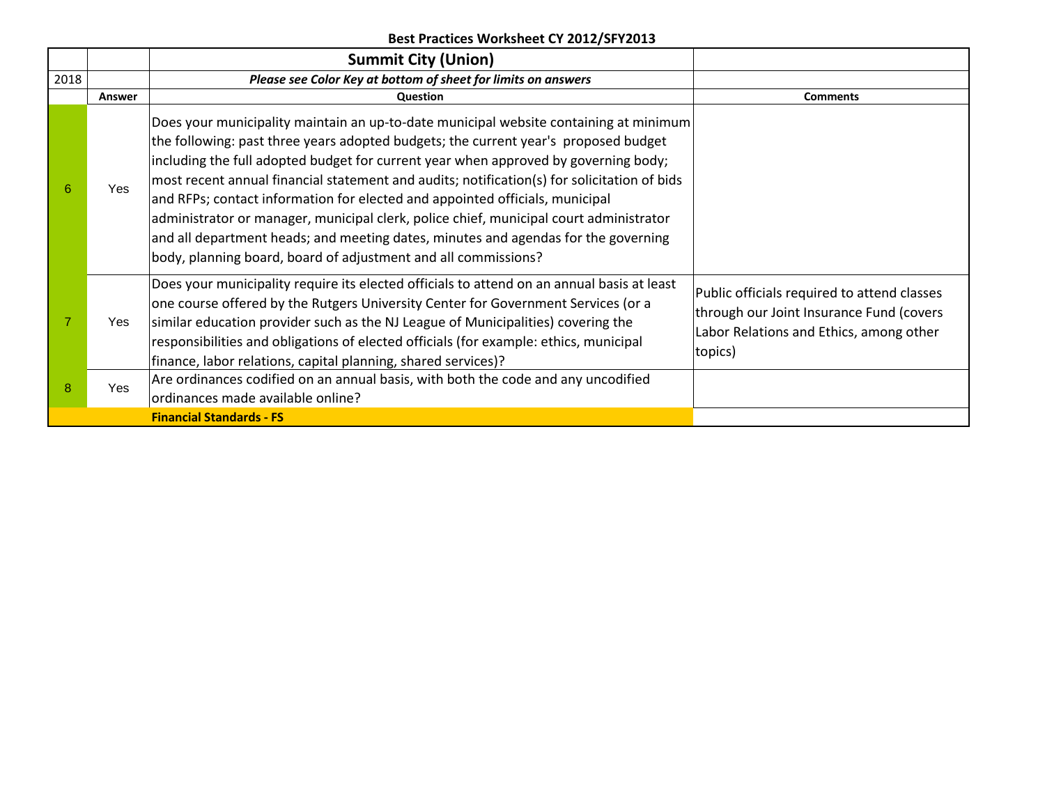**Best Practices Worksheet CY 2012/SFY2013**

| | | **Summit City (Union)** | |
|---|---|---|---|
| 2018 | | *Please see Color Key at bottom of sheet for limits on answers* | |
| | **Answer** | **Question** | **Comments** |
| 6 | Yes | Does your municipality maintain an up-to-date municipal website containing at minimum the following: past three years adopted budgets; the current year's proposed budget including the full adopted budget for current year when approved by governing body; most recent annual financial statement and audits; notification(s) for solicitation of bids and RFPs; contact information for elected and appointed officials, municipal administrator or manager, municipal clerk, police chief, municipal court administrator and all department heads; and meeting dates, minutes and agendas for the governing body, planning board, board of adjustment and all commissions? | |
| 7 | Yes | Does your municipality require its elected officials to attend on an annual basis at least one course offered by the Rutgers University Center for Government Services (or a similar education provider such as the NJ League of Municipalities) covering the responsibilities and obligations of elected officials (for example: ethics, municipal finance, labor relations, capital planning, shared services)? | Public officials required to attend classes through our Joint Insurance Fund (covers Labor Relations and Ethics, among other topics) |
| 8 | Yes | Are ordinances codified on an annual basis, with both the code and any uncodified ordinances made available online? | |
| | | **Financial Standards - FS** | |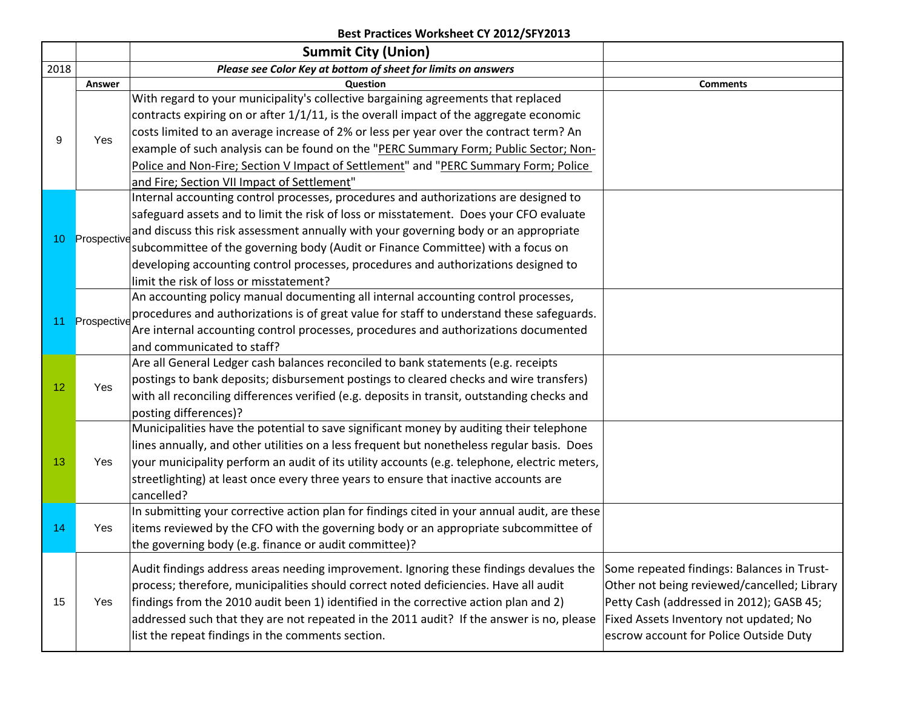**Best Practices Worksheet CY 2012/SFY2013**

| | | **Summit City (Union)** | |
|---|---|---|---|
| 2018 | | ***Please see Color Key at bottom of sheet for limits on answers*** | |
| | **Answer** | **Question** | **Comments** |
| 9 | Yes | With regard to your municipality's collective bargaining agreements that replaced contracts expiring on or after 1/1/11, is the overall impact of the aggregate economic costs limited to an average increase of 2% or less per year over the contract term? An example of such analysis can be found on the "PERC Summary Form; Public Sector; Non-Police and Non-Fire; Section V Impact of Settlement" and "PERC Summary Form; Police and Fire; Section VII Impact of Settlement" | |
| 10 | Prospective | Internal accounting control processes, procedures and authorizations are designed to safeguard assets and to limit the risk of loss or misstatement. Does your CFO evaluate and discuss this risk assessment annually with your governing body or an appropriate subcommittee of the governing body (Audit or Finance Committee) with a focus on developing accounting control processes, procedures and authorizations designed to limit the risk of loss or misstatement? | |
| 11 | Prospective | An accounting policy manual documenting all internal accounting control processes, procedures and authorizations is of great value for staff to understand these safeguards. Are internal accounting control processes, procedures and authorizations documented and communicated to staff? | |
| 12 | Yes | Are all General Ledger cash balances reconciled to bank statements (e.g. receipts postings to bank deposits; disbursement postings to cleared checks and wire transfers) with all reconciling differences verified (e.g. deposits in transit, outstanding checks and posting differences)? | |
| 13 | Yes | Municipalities have the potential to save significant money by auditing their telephone lines annually, and other utilities on a less frequent but nonetheless regular basis. Does your municipality perform an audit of its utility accounts (e.g. telephone, electric meters, streetlighting) at least once every three years to ensure that inactive accounts are cancelled? | |
| 14 | Yes | In submitting your corrective action plan for findings cited in your annual audit, are these items reviewed by the CFO with the governing body or an appropriate subcommittee of the governing body (e.g. finance or audit committee)? | |
| 15 | Yes | Audit findings address areas needing improvement. Ignoring these findings devalues the process; therefore, municipalities should correct noted deficiencies. Have all audit findings from the 2010 audit been 1) identified in the corrective action plan and 2) addressed such that they are not repeated in the 2011 audit? If the answer is no, please list the repeat findings in the comments section. | Some repeated findings: Balances in Trust-Other not being reviewed/cancelled; Library Petty Cash (addressed in 2012); GASB 45; Fixed Assets Inventory not updated; No escrow account for Police Outside Duty |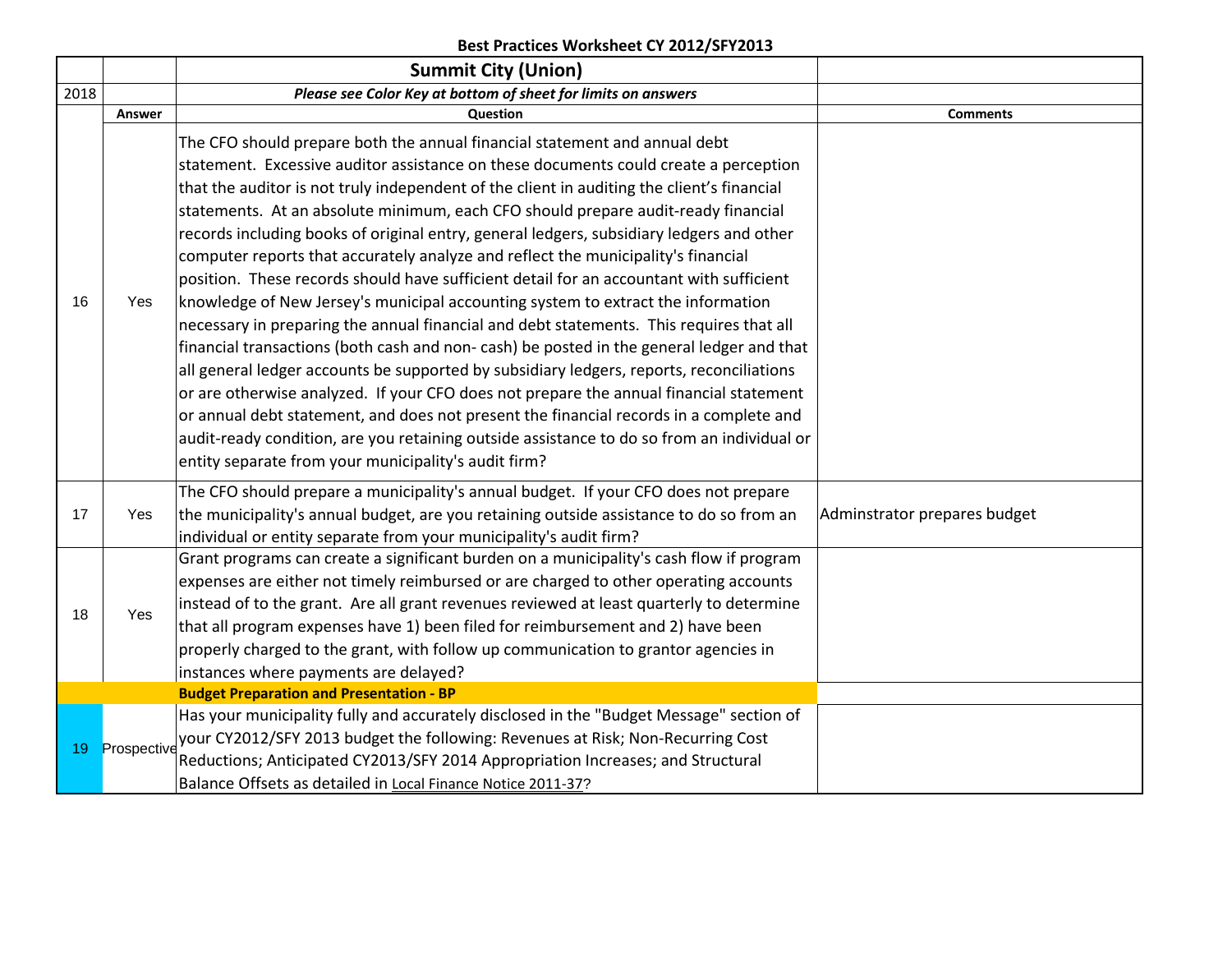**Best Practices Worksheet CY 2012/SFY2013**

| | | Summit City (Union) | |
|---|---|---|---|
| 2018 | | *Please see Color Key at bottom of sheet for limits on answers* | |
| | **Answer** | **Question** | **Comments** |
| 16 | Yes | The CFO should prepare both the annual financial statement and annual debt statement. Excessive auditor assistance on these documents could create a perception that the auditor is not truly independent of the client in auditing the client's financial statements. At an absolute minimum, each CFO should prepare audit-ready financial records including books of original entry, general ledgers, subsidiary ledgers and other computer reports that accurately analyze and reflect the municipality's financial position. These records should have sufficient detail for an accountant with sufficient knowledge of New Jersey's municipal accounting system to extract the information necessary in preparing the annual financial and debt statements. This requires that all financial transactions (both cash and non- cash) be posted in the general ledger and that all general ledger accounts be supported by subsidiary ledgers, reports, reconciliations or are otherwise analyzed. If your CFO does not prepare the annual financial statement or annual debt statement, and does not present the financial records in a complete and audit-ready condition, are you retaining outside assistance to do so from an individual or entity separate from your municipality's audit firm? | |
| 17 | Yes | The CFO should prepare a municipality's annual budget. If your CFO does not prepare the municipality's annual budget, are you retaining outside assistance to do so from an individual or entity separate from your municipality's audit firm? | Adminstrator prepares budget |
| 18 | Yes | Grant programs can create a significant burden on a municipality's cash flow if program expenses are either not timely reimbursed or are charged to other operating accounts instead of to the grant. Are all grant revenues reviewed at least quarterly to determine that all program expenses have 1) been filed for reimbursement and 2) have been properly charged to the grant, with follow up communication to grantor agencies in instances where payments are delayed? | |
| | | **Budget Preparation and Presentation - BP** | |
| 19 | Prospective | Has your municipality fully and accurately disclosed in the "Budget Message" section of your CY2012/SFY 2013 budget the following: Revenues at Risk; Non-Recurring Cost Reductions; Anticipated CY2013/SFY 2014 Appropriation Increases; and Structural Balance Offsets as detailed in Local Finance Notice 2011-37? | |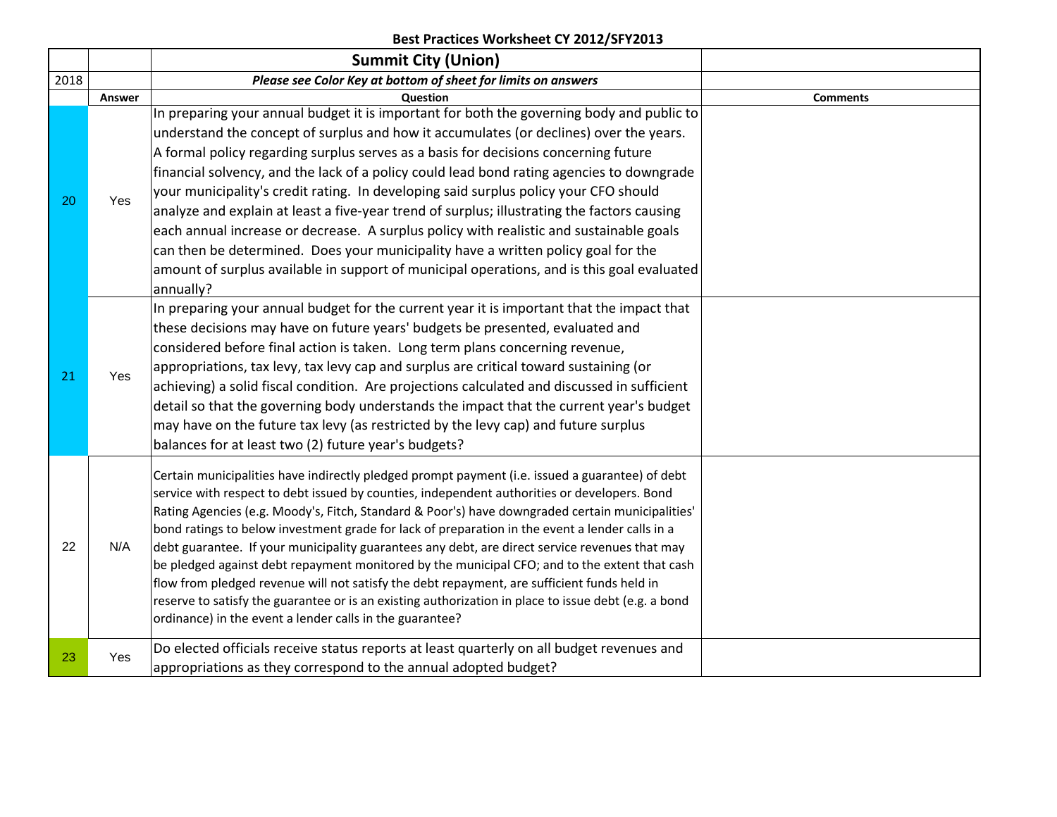**Best Practices Worksheet CY 2012/SFY2013**

| | | Summit City (Union) | |
|---|---|---|---|
| 2018 | | *Please see Color Key at bottom of sheet for limits on answers* | |
| | **Answer** | **Question** | **Comments** |
| 20 | Yes | In preparing your annual budget it is important for both the governing body and public to understand the concept of surplus and how it accumulates (or declines) over the years. A formal policy regarding surplus serves as a basis for decisions concerning future financial solvency, and the lack of a policy could lead bond rating agencies to downgrade your municipality's credit rating. In developing said surplus policy your CFO should analyze and explain at least a five-year trend of surplus; illustrating the factors causing each annual increase or decrease. A surplus policy with realistic and sustainable goals can then be determined. Does your municipality have a written policy goal for the amount of surplus available in support of municipal operations, and is this goal evaluated annually? | |
| 21 | Yes | In preparing your annual budget for the current year it is important that the impact that these decisions may have on future years' budgets be presented, evaluated and considered before final action is taken. Long term plans concerning revenue, appropriations, tax levy, tax levy cap and surplus are critical toward sustaining (or achieving) a solid fiscal condition. Are projections calculated and discussed in sufficient detail so that the governing body understands the impact that the current year's budget may have on the future tax levy (as restricted by the levy cap) and future surplus balances for at least two (2) future year's budgets? | |
| 22 | N/A | Certain municipalities have indirectly pledged prompt payment (i.e. issued a guarantee) of debt service with respect to debt issued by counties, independent authorities or developers. Bond Rating Agencies (e.g. Moody's, Fitch, Standard & Poor's) have downgraded certain municipalities' bond ratings to below investment grade for lack of preparation in the event a lender calls in a debt guarantee. If your municipality guarantees any debt, are direct service revenues that may be pledged against debt repayment monitored by the municipal CFO; and to the extent that cash flow from pledged revenue will not satisfy the debt repayment, are sufficient funds held in reserve to satisfy the guarantee or is an existing authorization in place to issue debt (e.g. a bond ordinance) in the event a lender calls in the guarantee? | |
| 23 | Yes | Do elected officials receive status reports at least quarterly on all budget revenues and appropriations as they correspond to the annual adopted budget? | |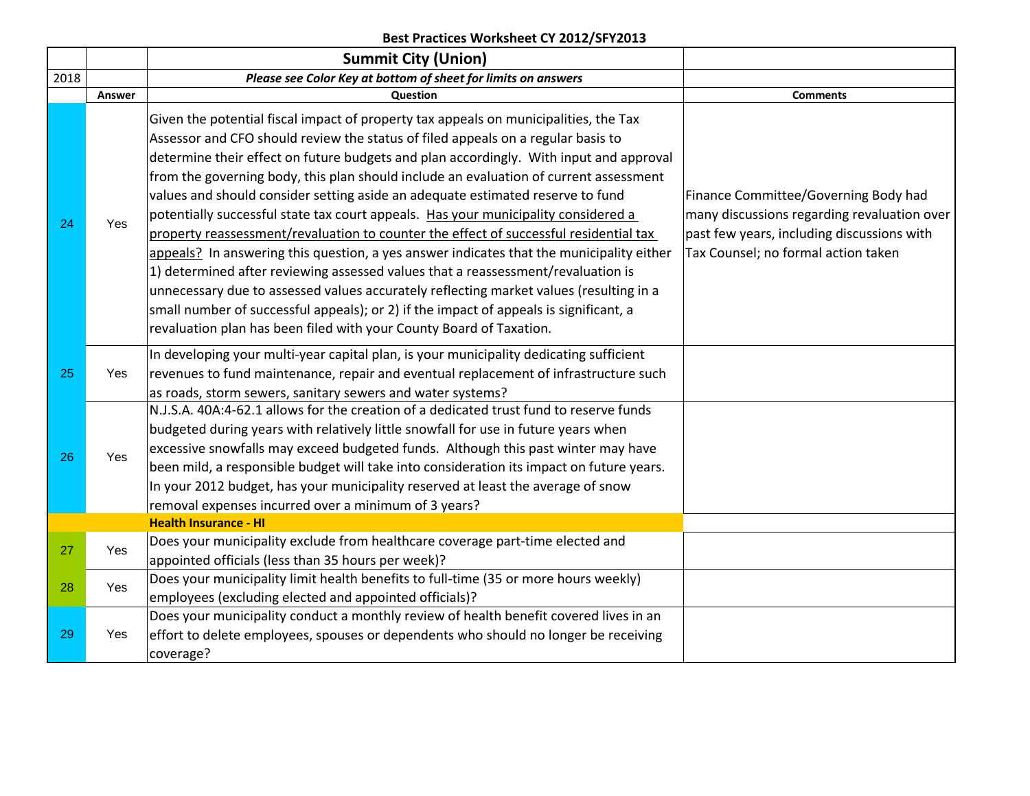**Best Practices Worksheet CY 2012/SFY2013**

| | | **Summit City (Union)** | |
|---|---|---|---|
| 2018 | | ***Please see Color Key at bottom of sheet for limits on answers*** | |
| | **Answer** | **Question** | **Comments** |
| 24 | Yes | Given the potential fiscal impact of property tax appeals on municipalities, the Tax Assessor and CFO should review the status of filed appeals on a regular basis to determine their effect on future budgets and plan accordingly. With input and approval from the governing body, this plan should include an evaluation of current assessment values and should consider setting aside an adequate estimated reserve to fund potentially successful state tax court appeals. Has your municipality considered a property reassessment/revaluation to counter the effect of successful residential tax appeals? In answering this question, a yes answer indicates that the municipality either 1) determined after reviewing assessed values that a reassessment/revaluation is unnecessary due to assessed values accurately reflecting market values (resulting in a small number of successful appeals); or 2) if the impact of appeals is significant, a revaluation plan has been filed with your County Board of Taxation. | Finance Committee/Governing Body had many discussions regarding revaluation over past few years, including discussions with Tax Counsel; no formal action taken |
| 25 | Yes | In developing your multi-year capital plan, is your municipality dedicating sufficient revenues to fund maintenance, repair and eventual replacement of infrastructure such as roads, storm sewers, sanitary sewers and water systems? | |
| 26 | Yes | N.J.S.A. 40A:4-62.1 allows for the creation of a dedicated trust fund to reserve funds budgeted during years with relatively little snowfall for use in future years when excessive snowfalls may exceed budgeted funds. Although this past winter may have been mild, a responsible budget will take into consideration its impact on future years. In your 2012 budget, has your municipality reserved at least the average of snow removal expenses incurred over a minimum of 3 years? | |
| | | **Health Insurance - HI** | |
| 27 | Yes | Does your municipality exclude from healthcare coverage part-time elected and appointed officials (less than 35 hours per week)? | |
| 28 | Yes | Does your municipality limit health benefits to full-time (35 or more hours weekly) employees (excluding elected and appointed officials)? | |
| 29 | Yes | Does your municipality conduct a monthly review of health benefit covered lives in an effort to delete employees, spouses or dependents who should no longer be receiving coverage? | |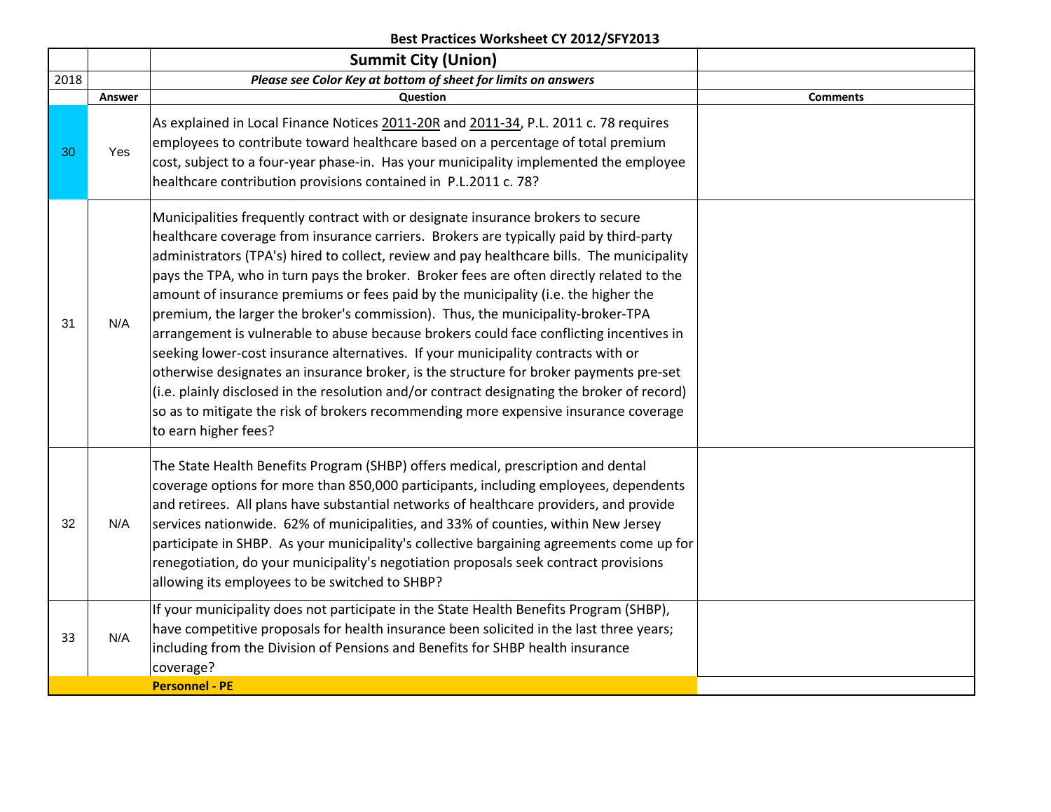**Best Practices Worksheet CY 2012/SFY2013**

| | | **Summit City (Union)** | |
|---|---|---|---|
| 2018 | | ***Please see Color Key at bottom of sheet for limits on answers*** | |
| | **Answer** | **Question** | **Comments** |
| 30 | Yes | As explained in Local Finance Notices 2011-20R and 2011-34, P.L. 2011 c. 78 requires employees to contribute toward healthcare based on a percentage of total premium cost, subject to a four-year phase-in. Has your municipality implemented the employee healthcare contribution provisions contained in P.L.2011 c. 78? | |
| 31 | N/A | Municipalities frequently contract with or designate insurance brokers to secure healthcare coverage from insurance carriers. Brokers are typically paid by third-party administrators (TPA's) hired to collect, review and pay healthcare bills. The municipality pays the TPA, who in turn pays the broker. Broker fees are often directly related to the amount of insurance premiums or fees paid by the municipality (i.e. the higher the premium, the larger the broker's commission). Thus, the municipality-broker-TPA arrangement is vulnerable to abuse because brokers could face conflicting incentives in seeking lower-cost insurance alternatives. If your municipality contracts with or otherwise designates an insurance broker, is the structure for broker payments pre-set (i.e. plainly disclosed in the resolution and/or contract designating the broker of record) so as to mitigate the risk of brokers recommending more expensive insurance coverage to earn higher fees? | |
| 32 | N/A | The State Health Benefits Program (SHBP) offers medical, prescription and dental coverage options for more than 850,000 participants, including employees, dependents and retirees. All plans have substantial networks of healthcare providers, and provide services nationwide. 62% of municipalities, and 33% of counties, within New Jersey participate in SHBP. As your municipality's collective bargaining agreements come up for renegotiation, do your municipality's negotiation proposals seek contract provisions allowing its employees to be switched to SHBP? | |
| 33 | N/A | If your municipality does not participate in the State Health Benefits Program (SHBP), have competitive proposals for health insurance been solicited in the last three years; including from the Division of Pensions and Benefits for SHBP health insurance coverage? | |
| | | **Personnel - PE** | |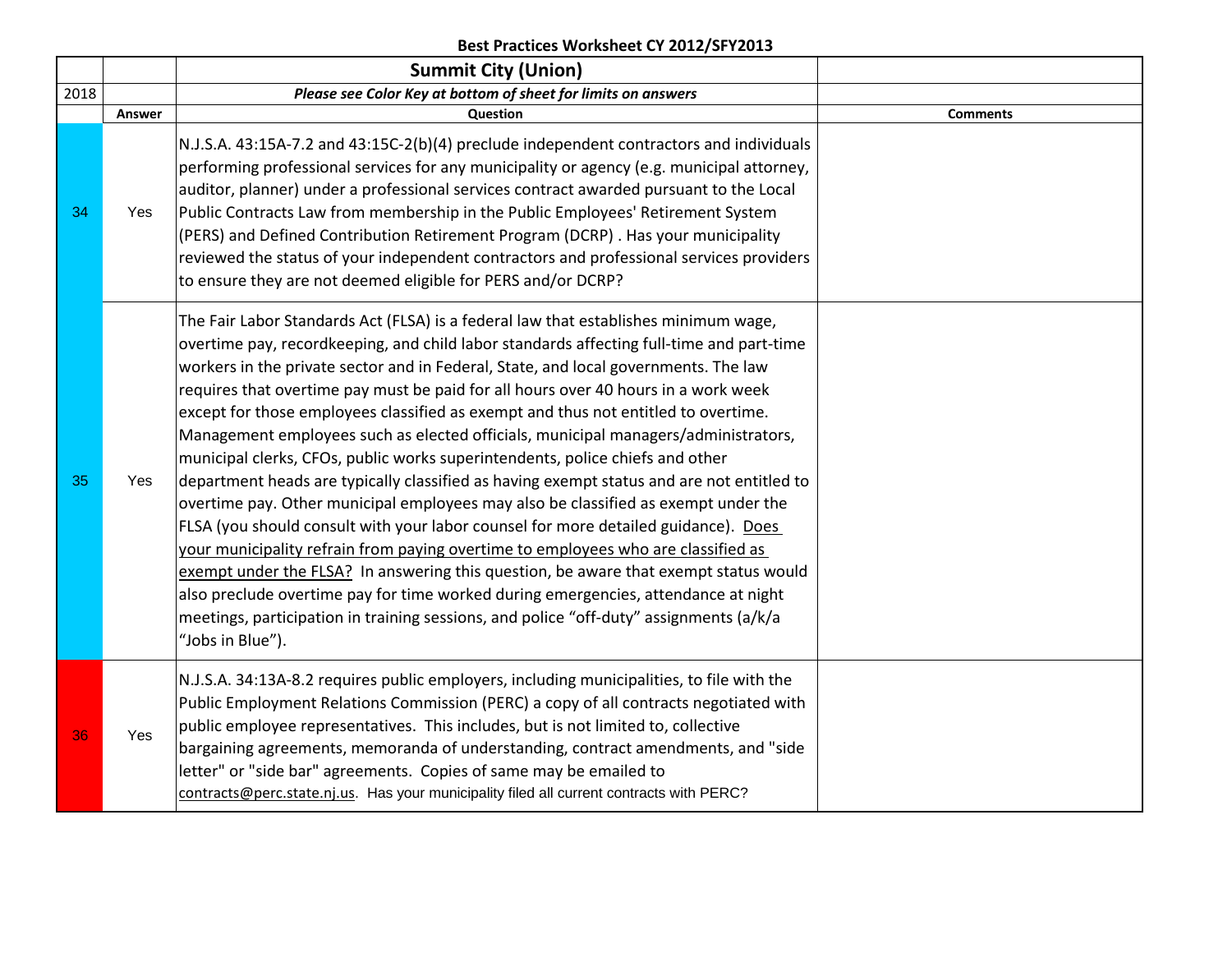**Best Practices Worksheet CY 2012/SFY2013**

| | | Summit City (Union) | |
|---|---|---|---|
| 2018 | | *Please see Color Key at bottom of sheet for limits on answers* | |
| | **Answer** | **Question** | **Comments** |
| 34 | Yes | N.J.S.A. 43:15A-7.2 and 43:15C-2(b)(4) preclude independent contractors and individuals performing professional services for any municipality or agency (e.g. municipal attorney, auditor, planner) under a professional services contract awarded pursuant to the Local Public Contracts Law from membership in the Public Employees' Retirement System (PERS) and Defined Contribution Retirement Program (DCRP) . Has your municipality reviewed the status of your independent contractors and professional services providers to ensure they are not deemed eligible for PERS and/or DCRP? | |
| 35 | Yes | The Fair Labor Standards Act (FLSA) is a federal law that establishes minimum wage, overtime pay, recordkeeping, and child labor standards affecting full-time and part-time workers in the private sector and in Federal, State, and local governments. The law requires that overtime pay must be paid for all hours over 40 hours in a work week except for those employees classified as exempt and thus not entitled to overtime. Management employees such as elected officials, municipal managers/administrators, municipal clerks, CFOs, public works superintendents, police chiefs and other department heads are typically classified as having exempt status and are not entitled to overtime pay. Other municipal employees may also be classified as exempt under the FLSA (you should consult with your labor counsel for more detailed guidance). Does your municipality refrain from paying overtime to employees who are classified as exempt under the FLSA? In answering this question, be aware that exempt status would also preclude overtime pay for time worked during emergencies, attendance at night meetings, participation in training sessions, and police "off-duty" assignments (a/k/a "Jobs in Blue"). | |
| 36 | Yes | N.J.S.A. 34:13A-8.2 requires public employers, including municipalities, to file with the Public Employment Relations Commission (PERC) a copy of all contracts negotiated with public employee representatives. This includes, but is not limited to, collective bargaining agreements, memoranda of understanding, contract amendments, and "side letter" or "side bar" agreements. Copies of same may be emailed to contracts@perc.state.nj.us. Has your municipality filed all current contracts with PERC? | |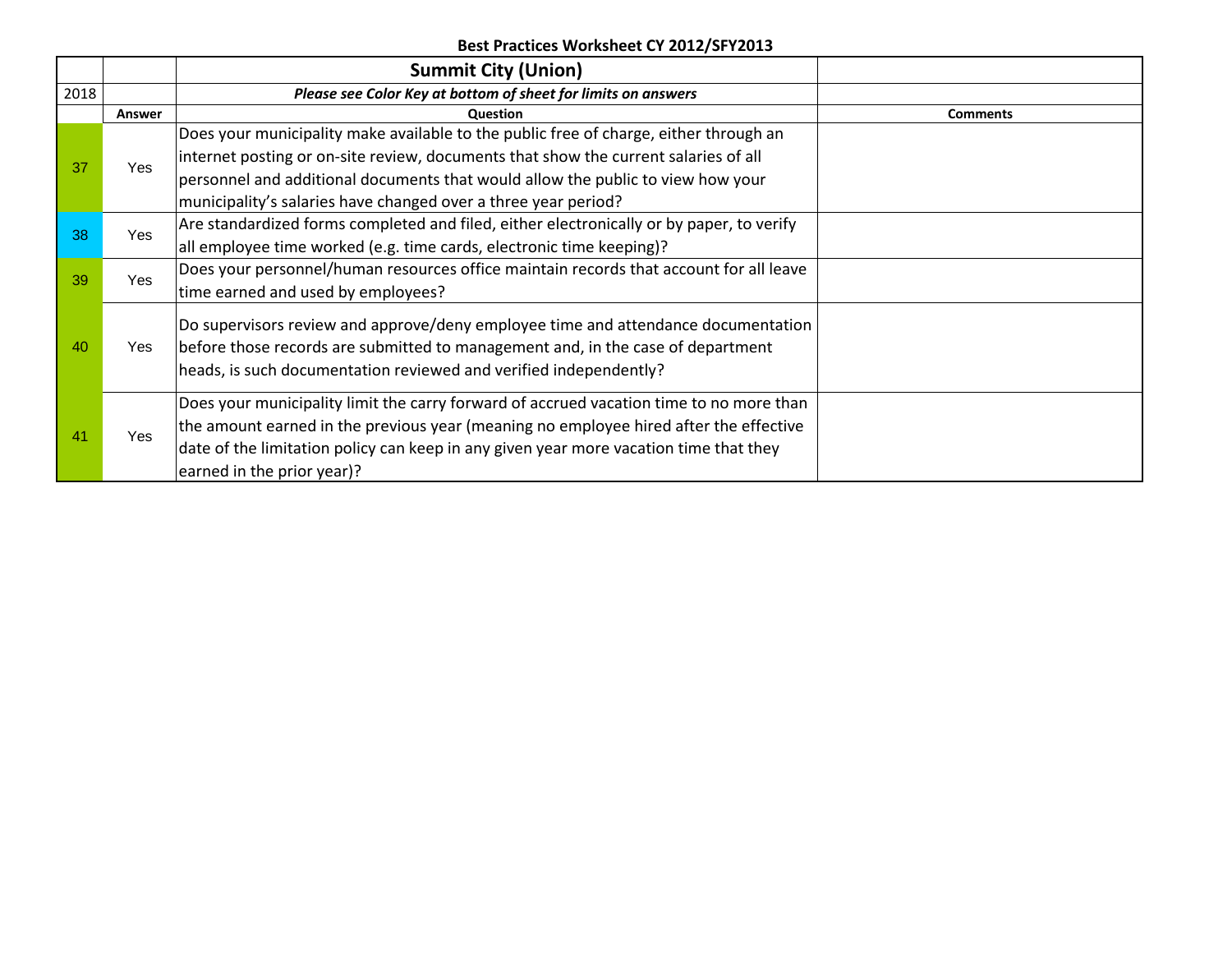**Best Practices Worksheet CY 2012/SFY2013**

| | | **Summit City (Union)** | |
|---|---|---|---|
| 2018 | | ***Please see Color Key at bottom of sheet for limits on answers*** | |
| | **Answer** | **Question** | **Comments** |
| 37 | Yes | Does your municipality make available to the public free of charge, either through an internet posting or on-site review, documents that show the current salaries of all personnel and additional documents that would allow the public to view how your municipality's salaries have changed over a three year period? | |
| 38 | Yes | Are standardized forms completed and filed, either electronically or by paper, to verify all employee time worked (e.g. time cards, electronic time keeping)? | |
| 39 | Yes | Does your personnel/human resources office maintain records that account for all leave time earned and used by employees? | |
| 40 | Yes | Do supervisors review and approve/deny employee time and attendance documentation before those records are submitted to management and, in the case of department heads, is such documentation reviewed and verified independently? | |
| 41 | Yes | Does your municipality limit the carry forward of accrued vacation time to no more than the amount earned in the previous year (meaning no employee hired after the effective date of the limitation policy can keep in any given year more vacation time that they earned in the prior year)? | |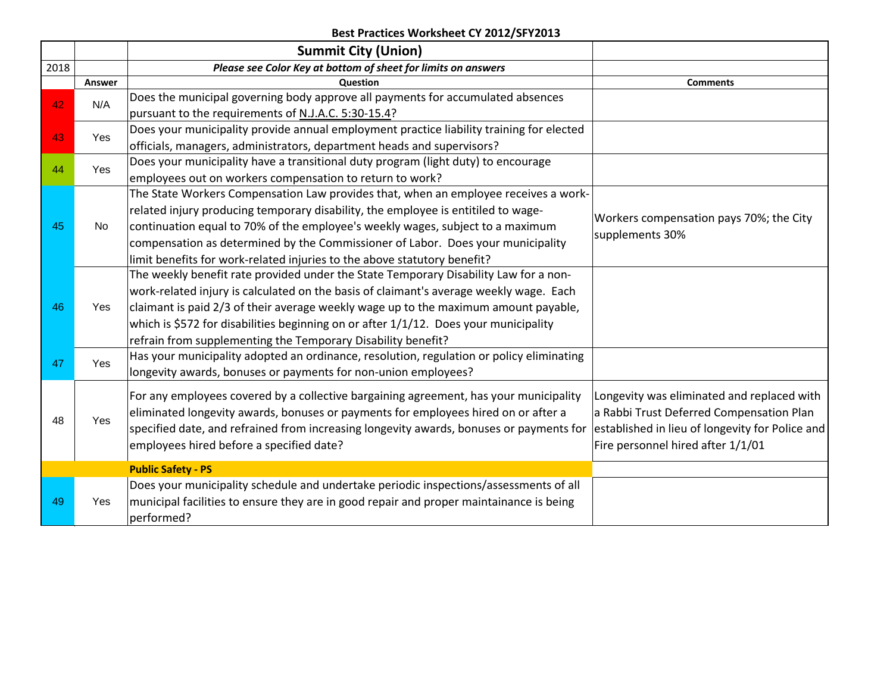**Best Practices Worksheet CY 2012/SFY2013**

| | | Summit City (Union) | |
|---|---|---|---|
| 2018 | | *Please see Color Key at bottom of sheet for limits on answers* | |
| | **Answer** | **Question** | **Comments** |
| 42 | N/A | Does the municipal governing body approve all payments for accumulated absences pursuant to the requirements of N.J.A.C. 5:30-15.4? | |
| 43 | Yes | Does your municipality provide annual employment practice liability training for elected officials, managers, administrators, department heads and supervisors? | |
| 44 | Yes | Does your municipality have a transitional duty program (light duty) to encourage employees out on workers compensation to return to work? | |
| 45 | No | The State Workers Compensation Law provides that, when an employee receives a work-related injury producing temporary disability, the employee is entitiled to wage-continuation equal to 70% of the employee's weekly wages, subject to a maximum compensation as determined by the Commissioner of Labor. Does your municipality limit benefits for work-related injuries to the above statutory benefit? | Workers compensation pays 70%; the City supplements 30% |
| 46 | Yes | The weekly benefit rate provided under the State Temporary Disability Law for a non-work-related injury is calculated on the basis of claimant's average weekly wage. Each claimant is paid 2/3 of their average weekly wage up to the maximum amount payable, which is $572 for disabilities beginning on or after 1/1/12. Does your municipality refrain from supplementing the Temporary Disability benefit? | |
| 47 | Yes | Has your municipality adopted an ordinance, resolution, regulation or policy eliminating longevity awards, bonuses or payments for non-union employees? | |
| 48 | Yes | For any employees covered by a collective bargaining agreement, has your municipality eliminated longevity awards, bonuses or payments for employees hired on or after a specified date, and refrained from increasing longevity awards, bonuses or payments for employees hired before a specified date? | Longevity was eliminated and replaced with a Rabbi Trust Deferred Compensation Plan established in lieu of longevity for Police and Fire personnel hired after 1/1/01 |
| | | **Public Safety - PS** | |
| 49 | Yes | Does your municipality schedule and undertake periodic inspections/assessments of all municipal facilities to ensure they are in good repair and proper maintainance is being performed? | |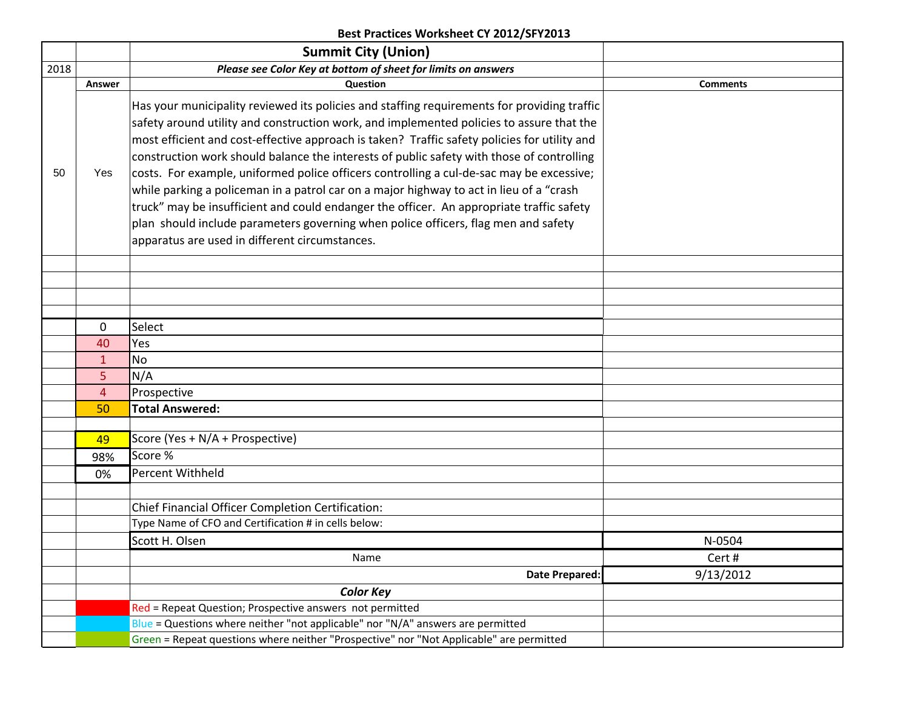**Best Practices Worksheet CY 2012/SFY2013**

| | | Summit City (Union) | |
|---|---|---|---|
| 2018 | | *Please see Color Key at bottom of sheet for limits on answers* | |
| | **Answer** | **Question** | **Comments** |
| 50 | Yes | Has your municipality reviewed its policies and staffing requirements for providing traffic safety around utility and construction work, and implemented policies to assure that the most efficient and cost-effective approach is taken? Traffic safety policies for utility and construction work should balance the interests of public safety with those of controlling costs. For example, uniformed police officers controlling a cul-de-sac may be excessive; while parking a policeman in a patrol car on a major highway to act in lieu of a "crash truck" may be insufficient and could endanger the officer. An appropriate traffic safety plan should include parameters governing when police officers, flag men and safety apparatus are used in different circumstances. | |
| | 0 | Select | |
| | 40 | Yes | |
| | 1 | No | |
| | 5 | N/A | |
| | 4 | Prospective | |
| | 50 | **Total Answered:** | |
| | 49 | Score (Yes + N/A + Prospective) | |
| | 98% | Score % | |
| | 0% | Percent Withheld | |
| | | Chief Financial Officer Completion Certification: | |
| | | Type Name of CFO and Certification # in cells below: | |
| | | Scott H. Olsen | N-0504 |
| | | Name | Cert # |
| | | **Date Prepared:** | 9/13/2012 |

***Color Key***

- Red = Repeat Question; Prospective answers not permitted
- Blue = Questions where neither "not applicable" nor "N/A" answers are permitted
- Green = Repeat questions where neither "Prospective" nor "Not Applicable" are permitted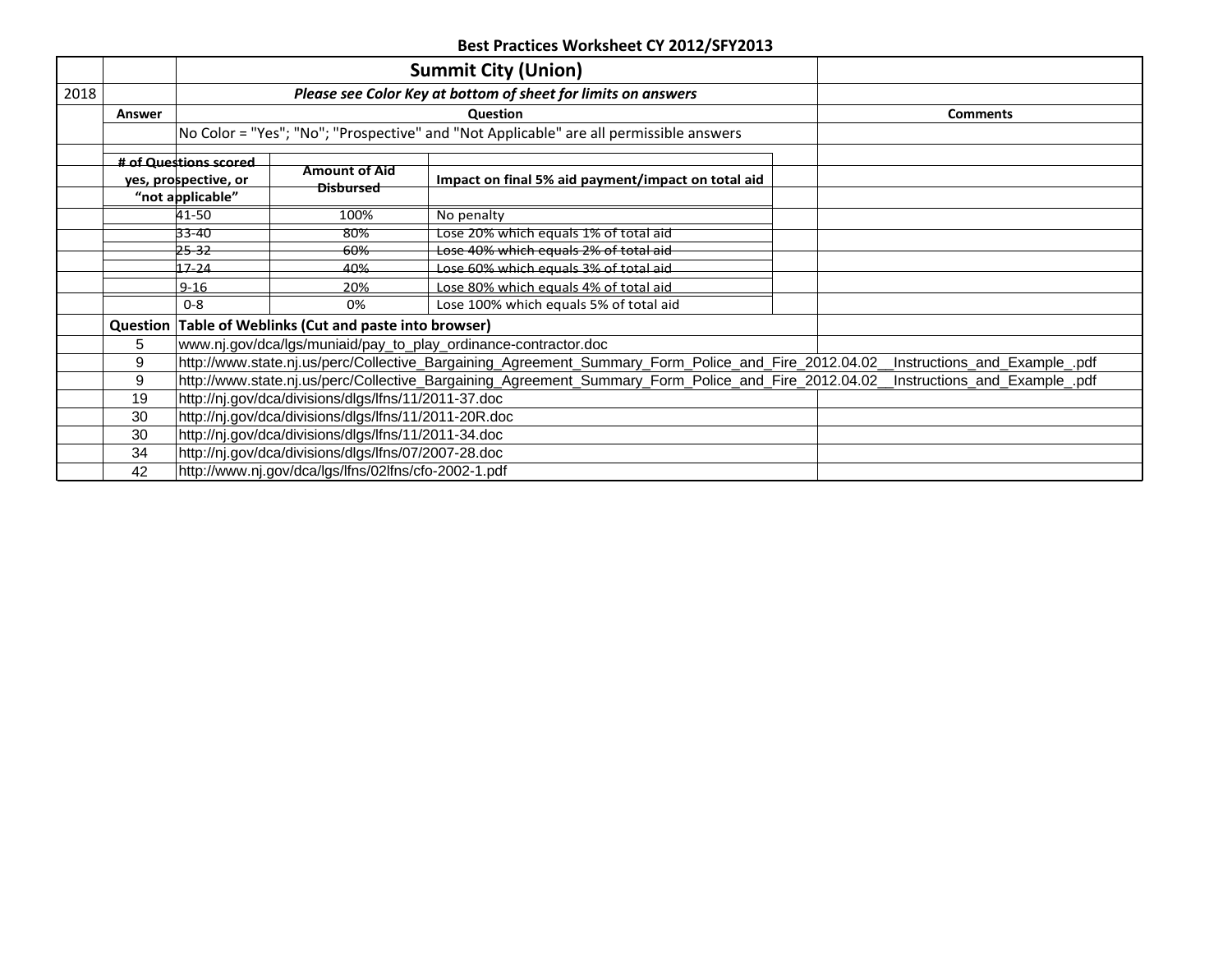**Best Practices Worksheet CY 2012/SFY2013**

| | | | |
|---|---|---|---|
| | | **Summit City (Union)** | |
| 2018 | | ***Please see Color Key at bottom of sheet for limits on answers*** | |
| | **Answer** | **Question** | **Comments** |
| | | No Color = "Yes"; "No"; "Prospective" and "Not Applicable" are all permissible answers | |

| # of Questions scored yes, prospective, or "not applicable" | Amount of Aid Disbursed | Impact on final 5% aid payment/impact on total aid |
|---|---|---|
| 41-50 | 100% | No penalty |
| 33-40 | 80% | Lose 20% which equals 1% of total aid |
| 25-32 | 60% | Lose 40% which equals 2% of total aid |
| 17-24 | 40% | Lose 60% which equals 3% of total aid |
| 9-16 | 20% | Lose 80% which equals 4% of total aid |
| 0-8 | 0% | Lose 100% which equals 5% of total aid |

| Question | Table of Weblinks (Cut and paste into browser) |
|---|---|
| 5 | www.nj.gov/dca/lgs/muniaid/pay_to_play_ordinance-contractor.doc |
| 9 | http://www.state.nj.us/perc/Collective_Bargaining_Agreement_Summary_Form_Police_and_Fire_2012.04.02__Instructions_and_Example_.pdf |
| 9 | http://www.state.nj.us/perc/Collective_Bargaining_Agreement_Summary_Form_Police_and_Fire_2012.04.02__Instructions_and_Example_.pdf |
| 19 | http://nj.gov/dca/divisions/dlgs/lfns/11/2011-37.doc |
| 30 | http://nj.gov/dca/divisions/dlgs/lfns/11/2011-20R.doc |
| 30 | http://nj.gov/dca/divisions/dlgs/lfns/11/2011-34.doc |
| 34 | http://nj.gov/dca/divisions/dlgs/lfns/07/2007-28.doc |
| 42 | http://www.nj.gov/dca/lgs/lfns/02lfns/cfo-2002-1.pdf |